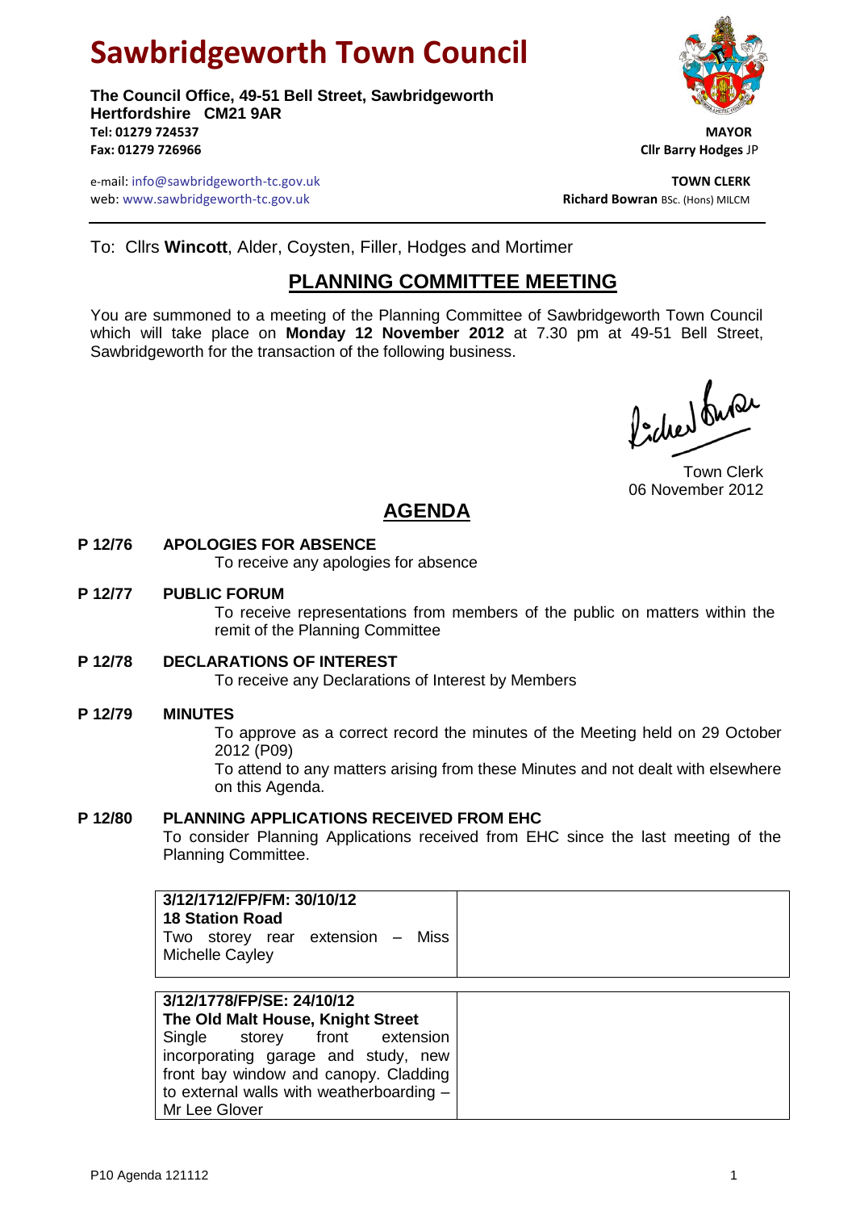# Sawbridgeworth Town Council

**The Council Office, 49-51 Bell Street, Sawbridgeworth**
**Hertfordshire CM21 9AR**
**Tel: 01279 724537**
**Fax: 01279 726966**

**MAYOR**
**Cllr Barry Hodges** JP

e-mail: info@sawbridgeworth-tc.gov.uk
web: www.sawbridgeworth-tc.gov.uk

**TOWN CLERK**
**Richard Bowran** BSc. (Hons) MILCM

---

To: Cllrs **Wincott**, Alder, Coysten, Filler, Hodges and Mortimer

## PLANNING COMMITTEE MEETING

You are summoned to a meeting of the Planning Committee of Sawbridgeworth Town Council which will take place on **Monday 12 November 2012** at 7.30 pm at 49-51 Bell Street, Sawbridgeworth for the transaction of the following business.

Town Clerk
06 November 2012

## AGENDA

**P 12/76 APOLOGIES FOR ABSENCE**
To receive any apologies for absence

**P 12/77 PUBLIC FORUM**
To receive representations from members of the public on matters within the remit of the Planning Committee

**P 12/78 DECLARATIONS OF INTEREST**
To receive any Declarations of Interest by Members

**P 12/79 MINUTES**
To approve as a correct record the minutes of the Meeting held on 29 October 2012 (P09)
To attend to any matters arising from these Minutes and not dealt with elsewhere on this Agenda.

**P 12/80 PLANNING APPLICATIONS RECEIVED FROM EHC**
To consider Planning Applications received from EHC since the last meeting of the Planning Committee.

| | |
|---|---|
| **3/12/1712/FP/FM: 30/10/12**<br>**18 Station Road**<br>Two storey rear extension – Miss Michelle Cayley | |

| | |
|---|---|
| **3/12/1778/FP/SE: 24/10/12**<br>**The Old Malt House, Knight Street**<br>Single storey front extension incorporating garage and study, new front bay window and canopy. Cladding to external walls with weatherboarding – Mr Lee Glover | |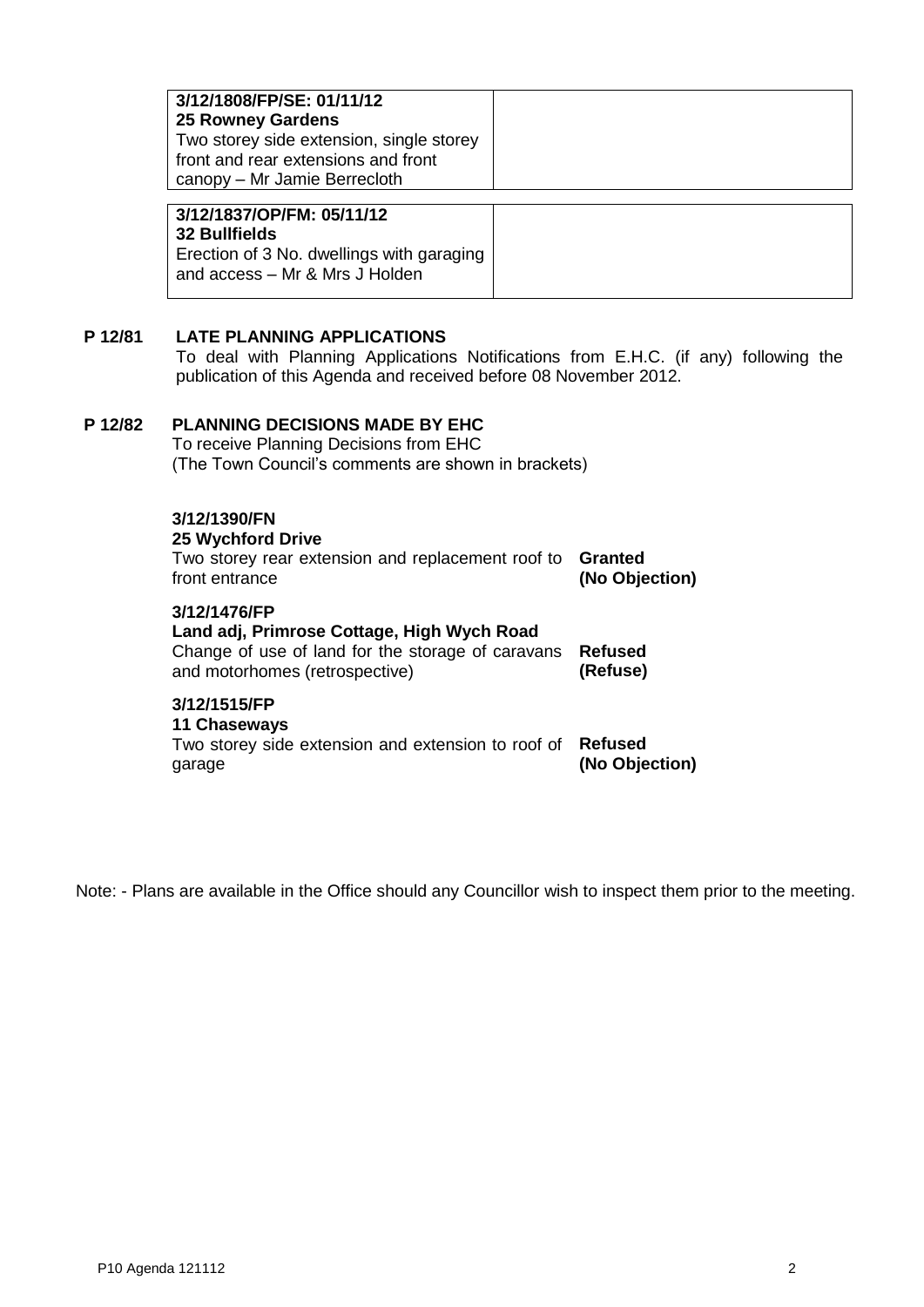| | |
|---|---|
| **3/12/1808/FP/SE: 01/11/12**<br>**25 Rowney Gardens**<br>Two storey side extension, single storey front and rear extensions and front canopy – Mr Jamie Berrecloth | |

| | |
|---|---|
| **3/12/1837/OP/FM: 05/11/12**<br>**32 Bullfields**<br>Erection of 3 No. dwellings with garaging and access – Mr & Mrs J Holden | |

**P 12/81 LATE PLANNING APPLICATIONS**

To deal with Planning Applications Notifications from E.H.C. (if any) following the publication of this Agenda and received before 08 November 2012.

**P 12/82 PLANNING DECISIONS MADE BY EHC**

To receive Planning Decisions from EHC
(The Town Council's comments are shown in brackets)

**3/12/1390/FN**
**25 Wychford Drive**
Two storey rear extension and replacement roof to front entrance — **Granted (No Objection)**

**3/12/1476/FP**
**Land adj, Primrose Cottage, High Wych Road**
Change of use of land for the storage of caravans and motorhomes (retrospective) — **Refused (Refuse)**

**3/12/1515/FP**
**11 Chaseways**
Two storey side extension and extension to roof of garage — **Refused (No Objection)**

Note: - Plans are available in the Office should any Councillor wish to inspect them prior to the meeting.